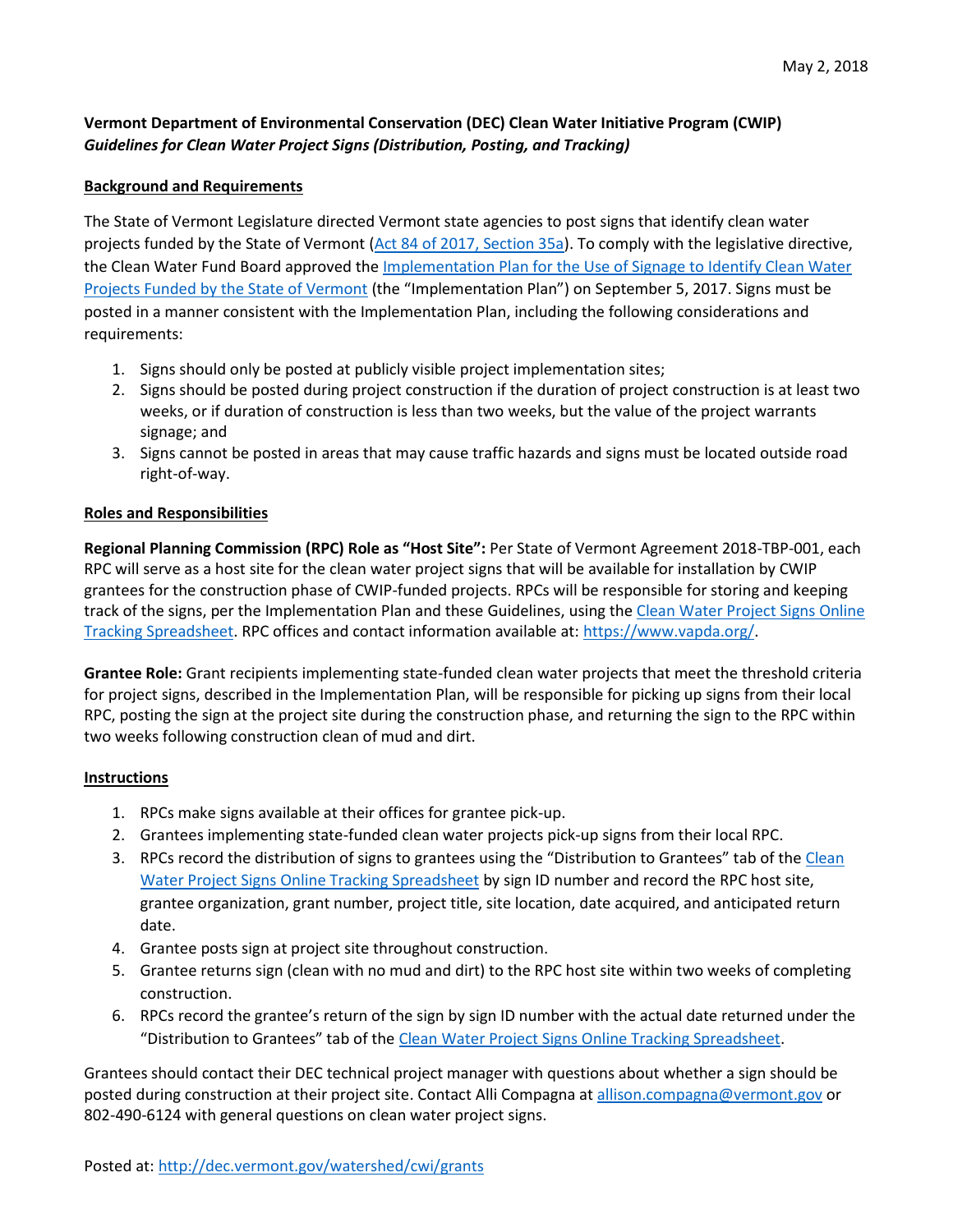May 2, 2018

**Vermont Department of Environmental Conservation (DEC) Clean Water Initiative Program (CWIP)**
***Guidelines for Clean Water Project Signs (Distribution, Posting, and Tracking)***

## Background and Requirements

The State of Vermont Legislature directed Vermont state agencies to post signs that identify clean water projects funded by the State of Vermont (Act 84 of 2017, Section 35a). To comply with the legislative directive, the Clean Water Fund Board approved the Implementation Plan for the Use of Signage to Identify Clean Water Projects Funded by the State of Vermont (the "Implementation Plan") on September 5, 2017. Signs must be posted in a manner consistent with the Implementation Plan, including the following considerations and requirements:

1. Signs should only be posted at publicly visible project implementation sites;
2. Signs should be posted during project construction if the duration of project construction is at least two weeks, or if duration of construction is less than two weeks, but the value of the project warrants signage; and
3. Signs cannot be posted in areas that may cause traffic hazards and signs must be located outside road right-of-way.

## Roles and Responsibilities

**Regional Planning Commission (RPC) Role as "Host Site":** Per State of Vermont Agreement 2018-TBP-001, each RPC will serve as a host site for the clean water project signs that will be available for installation by CWIP grantees for the construction phase of CWIP-funded projects. RPCs will be responsible for storing and keeping track of the signs, per the Implementation Plan and these Guidelines, using the Clean Water Project Signs Online Tracking Spreadsheet. RPC offices and contact information available at: https://www.vapda.org/.

**Grantee Role:** Grant recipients implementing state-funded clean water projects that meet the threshold criteria for project signs, described in the Implementation Plan, will be responsible for picking up signs from their local RPC, posting the sign at the project site during the construction phase, and returning the sign to the RPC within two weeks following construction clean of mud and dirt.

## Instructions

1. RPCs make signs available at their offices for grantee pick-up.
2. Grantees implementing state-funded clean water projects pick-up signs from their local RPC.
3. RPCs record the distribution of signs to grantees using the "Distribution to Grantees" tab of the Clean Water Project Signs Online Tracking Spreadsheet by sign ID number and record the RPC host site, grantee organization, grant number, project title, site location, date acquired, and anticipated return date.
4. Grantee posts sign at project site throughout construction.
5. Grantee returns sign (clean with no mud and dirt) to the RPC host site within two weeks of completing construction.
6. RPCs record the grantee's return of the sign by sign ID number with the actual date returned under the "Distribution to Grantees" tab of the Clean Water Project Signs Online Tracking Spreadsheet.

Grantees should contact their DEC technical project manager with questions about whether a sign should be posted during construction at their project site. Contact Alli Compagna at allison.compagna@vermont.gov or 802-490-6124 with general questions on clean water project signs.

Posted at: http://dec.vermont.gov/watershed/cwi/grants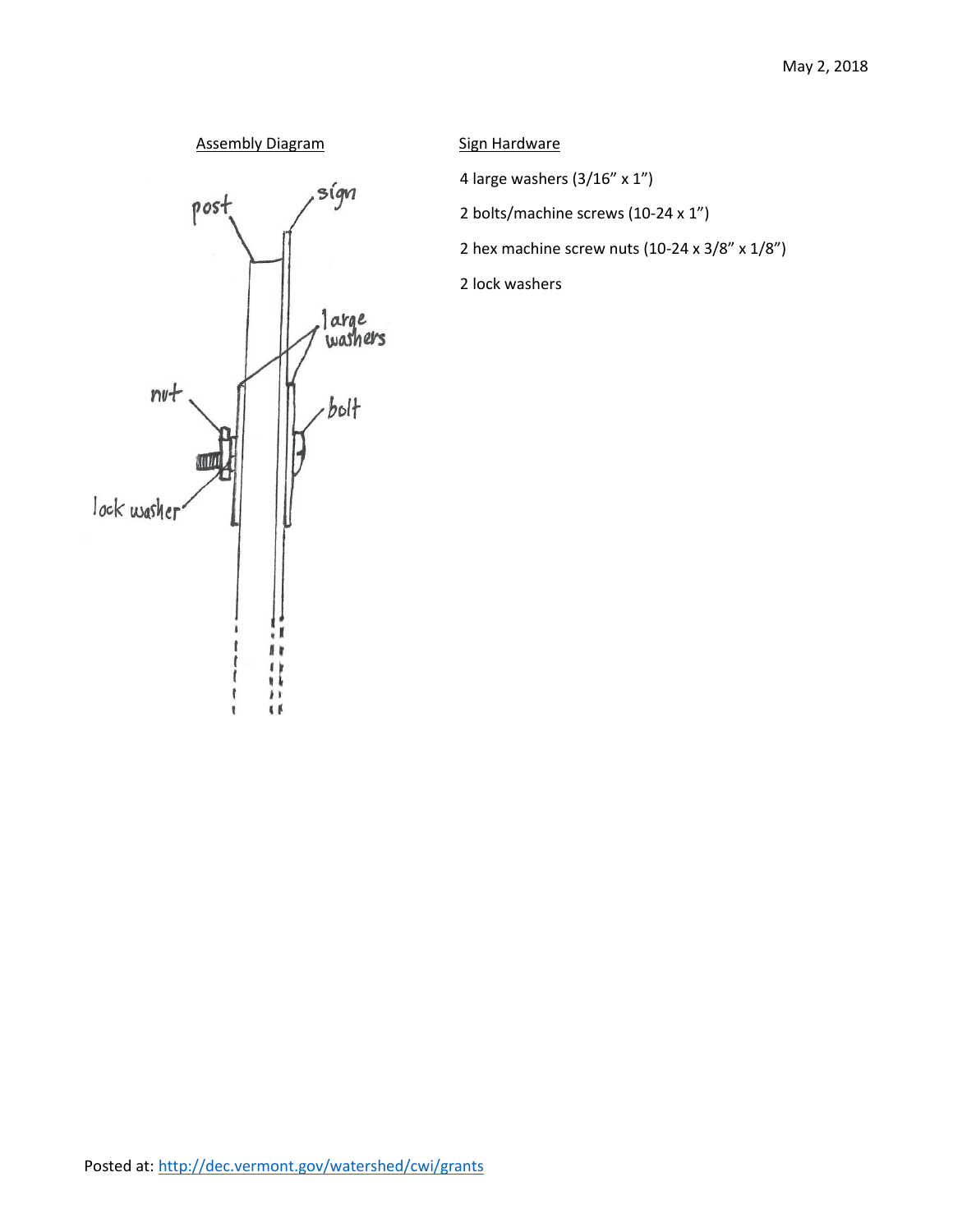May 2, 2018

Assembly Diagram

post

sign

large washers

nut

bolt

lock washer

Sign Hardware

4 large washers (3/16" x 1")

2 bolts/machine screws (10-24 x 1")

2 hex machine screw nuts (10-24 x 3/8" x 1/8")

2 lock washers

Posted at: http://dec.vermont.gov/watershed/cwi/grants